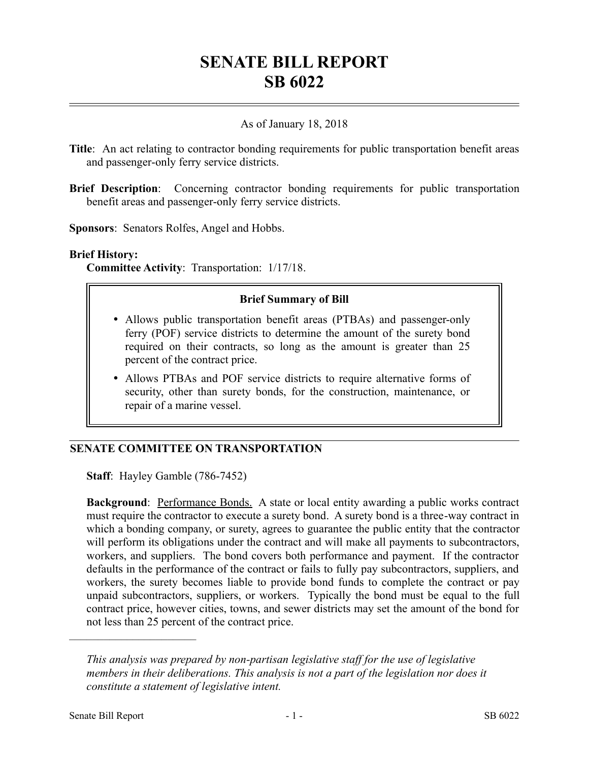# SENATE BILL REPORT
# SB 6022

As of January 18, 2018

**Title**: An act relating to contractor bonding requirements for public transportation benefit areas and passenger-only ferry service districts.

**Brief Description**: Concerning contractor bonding requirements for public transportation benefit areas and passenger-only ferry service districts.

**Sponsors**: Senators Rolfes, Angel and Hobbs.

**Brief History:**

**Committee Activity**: Transportation: 1/17/18.

> **Brief Summary of Bill**
>
> - Allows public transportation benefit areas (PTBAs) and passenger-only ferry (POF) service districts to determine the amount of the surety bond required on their contracts, so long as the amount is greater than 25 percent of the contract price.
> - Allows PTBAs and POF service districts to require alternative forms of security, other than surety bonds, for the construction, maintenance, or repair of a marine vessel.

## SENATE COMMITTEE ON TRANSPORTATION

**Staff**: Hayley Gamble (786-7452)

**Background**: Performance Bonds. A state or local entity awarding a public works contract must require the contractor to execute a surety bond. A surety bond is a three-way contract in which a bonding company, or surety, agrees to guarantee the public entity that the contractor will perform its obligations under the contract and will make all payments to subcontractors, workers, and suppliers. The bond covers both performance and payment. If the contractor defaults in the performance of the contract or fails to fully pay subcontractors, suppliers, and workers, the surety becomes liable to provide bond funds to complete the contract or pay unpaid subcontractors, suppliers, or workers. Typically the bond must be equal to the full contract price, however cities, towns, and sewer districts may set the amount of the bond for not less than 25 percent of the contract price.

---

*This analysis was prepared by non-partisan legislative staff for the use of legislative members in their deliberations. This analysis is not a part of the legislation nor does it constitute a statement of legislative intent.*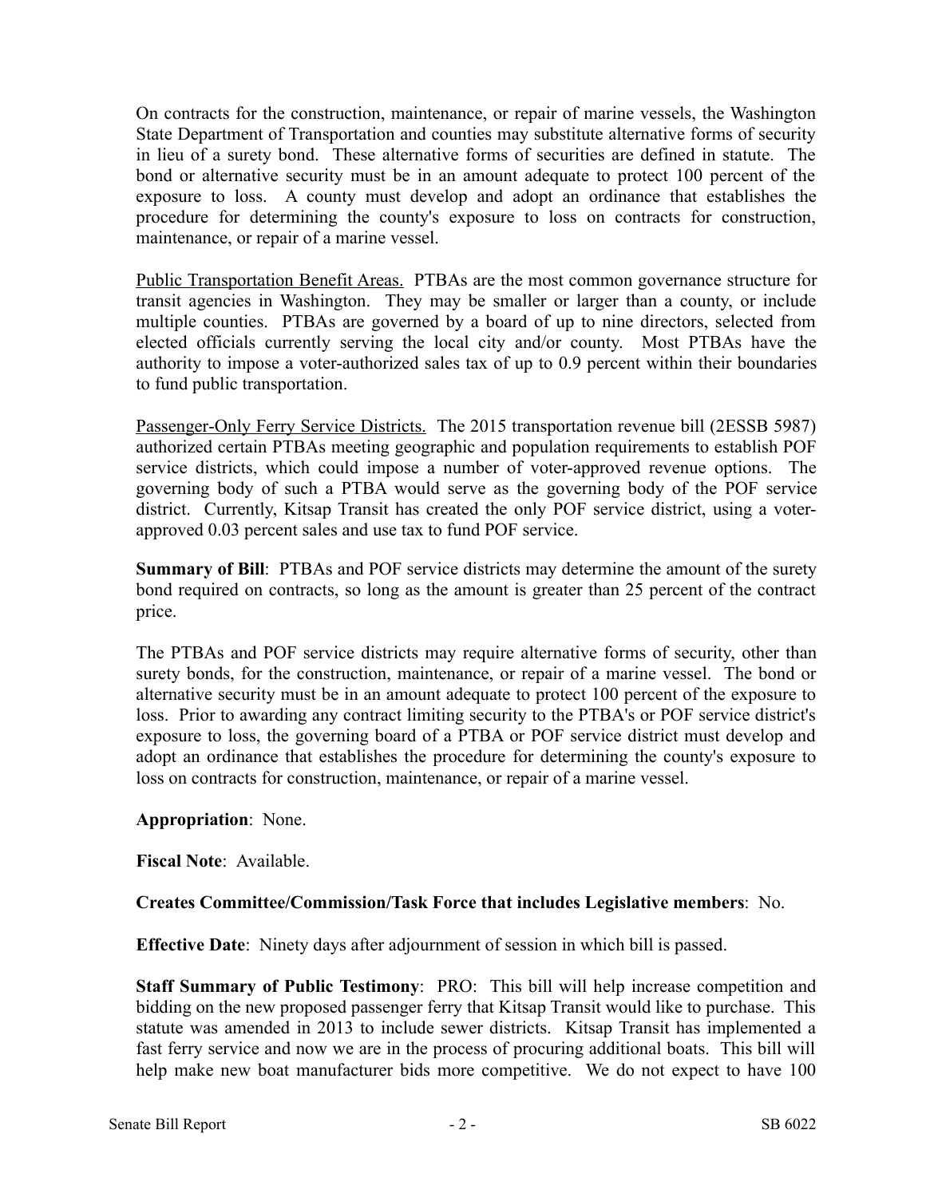On contracts for the construction, maintenance, or repair of marine vessels, the Washington State Department of Transportation and counties may substitute alternative forms of security in lieu of a surety bond. These alternative forms of securities are defined in statute. The bond or alternative security must be in an amount adequate to protect 100 percent of the exposure to loss. A county must develop and adopt an ordinance that establishes the procedure for determining the county's exposure to loss on contracts for construction, maintenance, or repair of a marine vessel.

Public Transportation Benefit Areas. PTBAs are the most common governance structure for transit agencies in Washington. They may be smaller or larger than a county, or include multiple counties. PTBAs are governed by a board of up to nine directors, selected from elected officials currently serving the local city and/or county. Most PTBAs have the authority to impose a voter-authorized sales tax of up to 0.9 percent within their boundaries to fund public transportation.

Passenger-Only Ferry Service Districts. The 2015 transportation revenue bill (2ESSB 5987) authorized certain PTBAs meeting geographic and population requirements to establish POF service districts, which could impose a number of voter-approved revenue options. The governing body of such a PTBA would serve as the governing body of the POF service district. Currently, Kitsap Transit has created the only POF service district, using a voter-approved 0.03 percent sales and use tax to fund POF service.

**Summary of Bill**: PTBAs and POF service districts may determine the amount of the surety bond required on contracts, so long as the amount is greater than 25 percent of the contract price.

The PTBAs and POF service districts may require alternative forms of security, other than surety bonds, for the construction, maintenance, or repair of a marine vessel. The bond or alternative security must be in an amount adequate to protect 100 percent of the exposure to loss. Prior to awarding any contract limiting security to the PTBA's or POF service district's exposure to loss, the governing board of a PTBA or POF service district must develop and adopt an ordinance that establishes the procedure for determining the county's exposure to loss on contracts for construction, maintenance, or repair of a marine vessel.

**Appropriation**: None.

**Fiscal Note**: Available.

**Creates Committee/Commission/Task Force that includes Legislative members**: No.

**Effective Date**: Ninety days after adjournment of session in which bill is passed.

**Staff Summary of Public Testimony**: PRO: This bill will help increase competition and bidding on the new proposed passenger ferry that Kitsap Transit would like to purchase. This statute was amended in 2013 to include sewer districts. Kitsap Transit has implemented a fast ferry service and now we are in the process of procuring additional boats. This bill will help make new boat manufacturer bids more competitive. We do not expect to have 100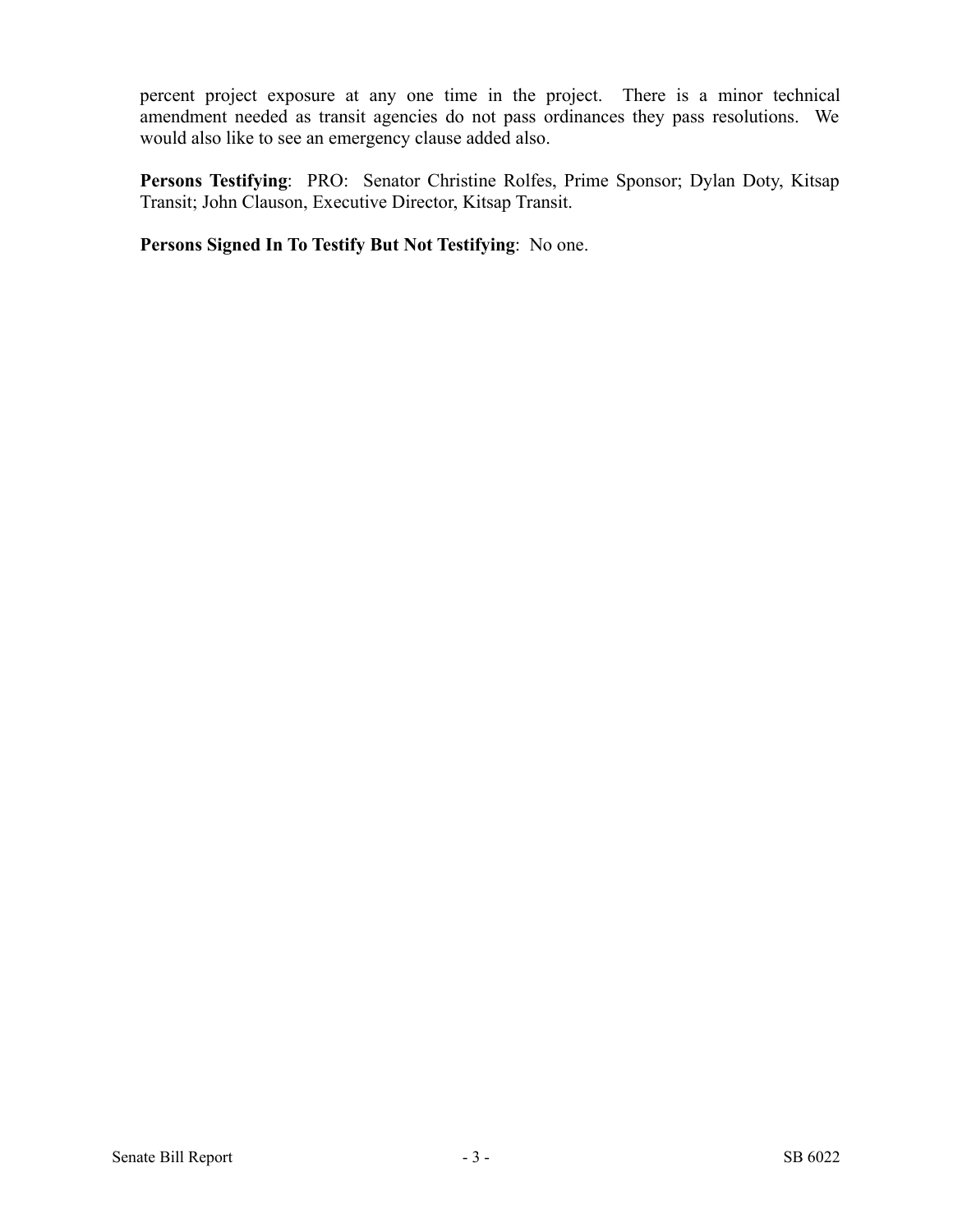percent project exposure at any one time in the project. There is a minor technical amendment needed as transit agencies do not pass ordinances they pass resolutions. We would also like to see an emergency clause added also.

**Persons Testifying**: PRO: Senator Christine Rolfes, Prime Sponsor; Dylan Doty, Kitsap Transit; John Clauson, Executive Director, Kitsap Transit.

**Persons Signed In To Testify But Not Testifying**: No one.